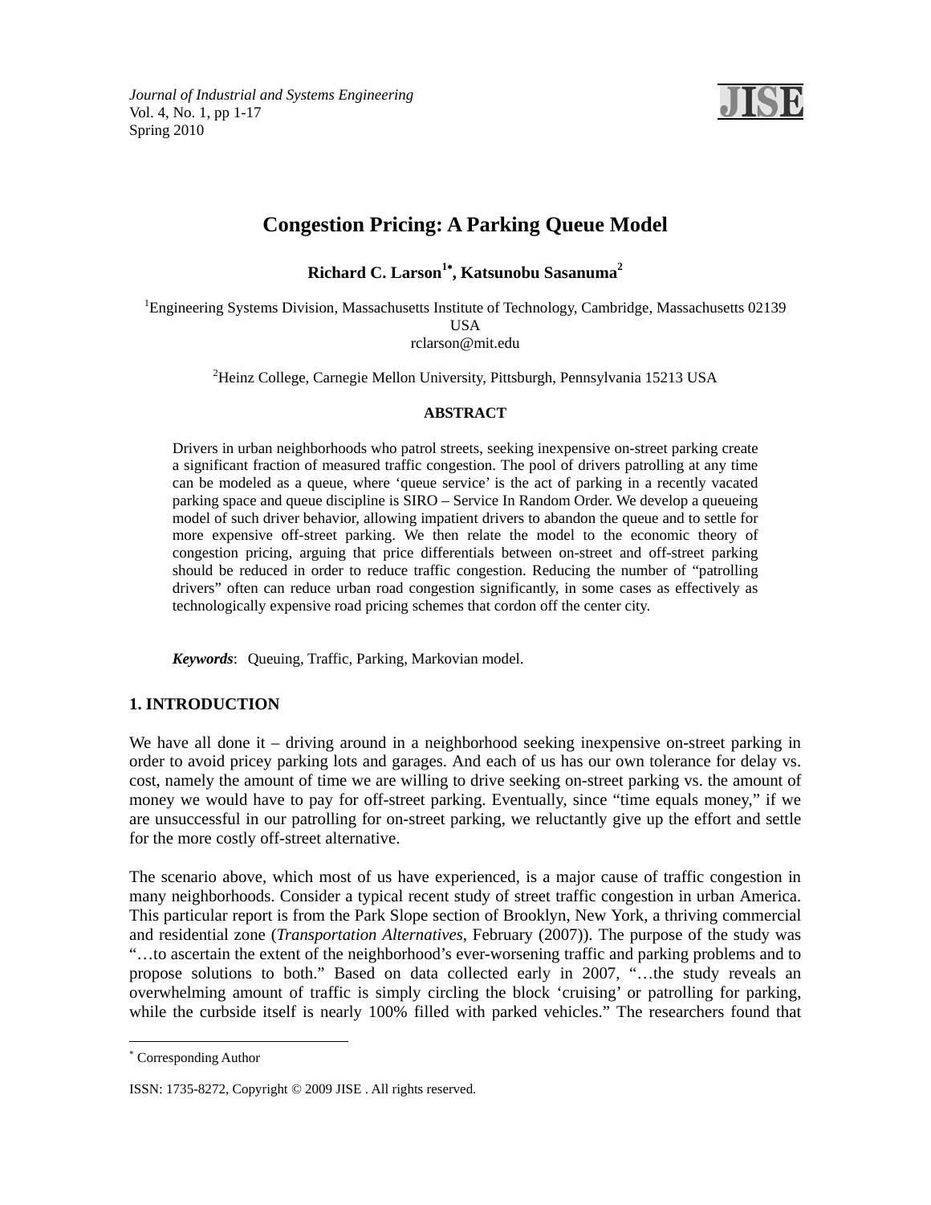# Congestion Pricing: A Parking Queue Model

**Richard C. Larson[1*], Katsunobu Sasanuma[2]**

[1]Engineering Systems Division, Massachusetts Institute of Technology, Cambridge, Massachusetts 02139 USA
rclarson@mit.edu

[2]Heinz College, Carnegie Mellon University, Pittsburgh, Pennsylvania 15213 USA

**ABSTRACT**

Drivers in urban neighborhoods who patrol streets, seeking inexpensive on-street parking create a significant fraction of measured traffic congestion. The pool of drivers patrolling at any time can be modeled as a queue, where 'queue service' is the act of parking in a recently vacated parking space and queue discipline is SIRO – Service In Random Order. We develop a queueing model of such driver behavior, allowing impatient drivers to abandon the queue and to settle for more expensive off-street parking. We then relate the model to the economic theory of congestion pricing, arguing that price differentials between on-street and off-street parking should be reduced in order to reduce traffic congestion. Reducing the number of "patrolling drivers" often can reduce urban road congestion significantly, in some cases as effectively as technologically expensive road pricing schemes that cordon off the center city.

***Keywords***: Queuing, Traffic, Parking, Markovian model.

## 1. INTRODUCTION

We have all done it – driving around in a neighborhood seeking inexpensive on-street parking in order to avoid pricey parking lots and garages. And each of us has our own tolerance for delay vs. cost, namely the amount of time we are willing to drive seeking on-street parking vs. the amount of money we would have to pay for off-street parking. Eventually, since "time equals money," if we are unsuccessful in our patrolling for on-street parking, we reluctantly give up the effort and settle for the more costly off-street alternative.

The scenario above, which most of us have experienced, is a major cause of traffic congestion in many neighborhoods. Consider a typical recent study of street traffic congestion in urban America. This particular report is from the Park Slope section of Brooklyn, New York, a thriving commercial and residential zone (*Transportation Alternatives*, February (2007)). The purpose of the study was "…to ascertain the extent of the neighborhood's ever-worsening traffic and parking problems and to propose solutions to both." Based on data collected early in 2007, "…the study reveals an overwhelming amount of traffic is simply circling the block 'cruising' or patrolling for parking, while the curbside itself is nearly 100% filled with parked vehicles." The researchers found that

---

[*] Corresponding Author

ISSN: 1735-8272, Copyright © 2009 JISE . All rights reserved.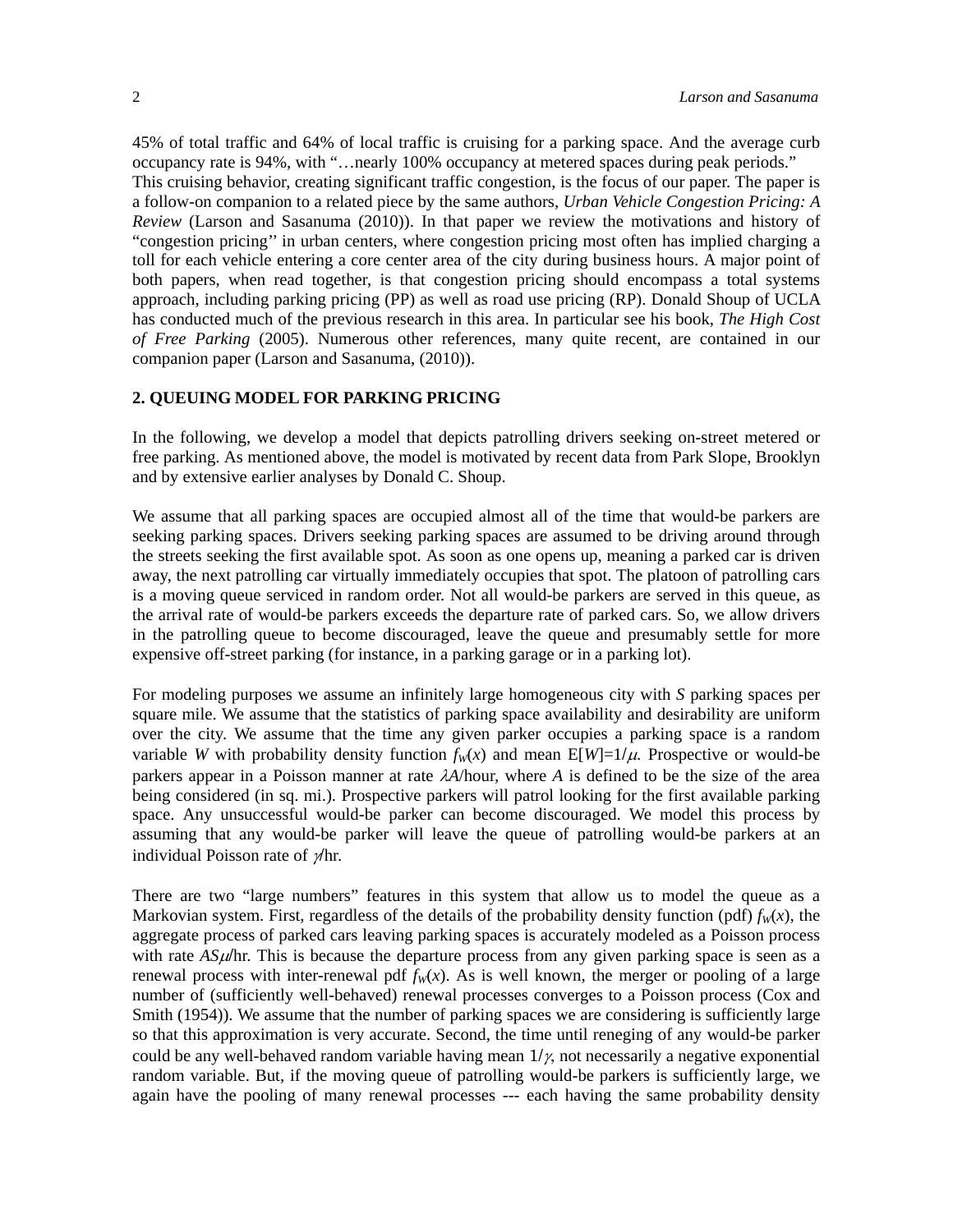45% of total traffic and 64% of local traffic is cruising for a parking space. And the average curb occupancy rate is 94%, with "…nearly 100% occupancy at metered spaces during peak periods." This cruising behavior, creating significant traffic congestion, is the focus of our paper. The paper is a follow-on companion to a related piece by the same authors, *Urban Vehicle Congestion Pricing: A Review* (Larson and Sasanuma (2010)). In that paper we review the motivations and history of "congestion pricing'' in urban centers, where congestion pricing most often has implied charging a toll for each vehicle entering a core center area of the city during business hours. A major point of both papers, when read together, is that congestion pricing should encompass a total systems approach, including parking pricing (PP) as well as road use pricing (RP). Donald Shoup of UCLA has conducted much of the previous research in this area. In particular see his book, *The High Cost of Free Parking* (2005). Numerous other references, many quite recent, are contained in our companion paper (Larson and Sasanuma, (2010)).

## 2. QUEUING MODEL FOR PARKING PRICING

In the following, we develop a model that depicts patrolling drivers seeking on-street metered or free parking. As mentioned above, the model is motivated by recent data from Park Slope, Brooklyn and by extensive earlier analyses by Donald C. Shoup.

We assume that all parking spaces are occupied almost all of the time that would-be parkers are seeking parking spaces. Drivers seeking parking spaces are assumed to be driving around through the streets seeking the first available spot. As soon as one opens up, meaning a parked car is driven away, the next patrolling car virtually immediately occupies that spot. The platoon of patrolling cars is a moving queue serviced in random order. Not all would-be parkers are served in this queue, as the arrival rate of would-be parkers exceeds the departure rate of parked cars. So, we allow drivers in the patrolling queue to become discouraged, leave the queue and presumably settle for more expensive off-street parking (for instance, in a parking garage or in a parking lot).

For modeling purposes we assume an infinitely large homogeneous city with $S$ parking spaces per square mile. We assume that the statistics of parking space availability and desirability are uniform over the city. We assume that the time any given parker occupies a parking space is a random variable $W$ with probability density function $f_W(x)$ and mean $E[W]=1/\mu$. Prospective or would-be parkers appear in a Poisson manner at rate $\lambda A$/hour, where $A$ is defined to be the size of the area being considered (in sq. mi.). Prospective parkers will patrol looking for the first available parking space. Any unsuccessful would-be parker can become discouraged. We model this process by assuming that any would-be parker will leave the queue of patrolling would-be parkers at an individual Poisson rate of $\gamma$/hr.

There are two "large numbers" features in this system that allow us to model the queue as a Markovian system. First, regardless of the details of the probability density function (pdf) $f_W(x)$, the aggregate process of parked cars leaving parking spaces is accurately modeled as a Poisson process with rate $AS\mu$/hr. This is because the departure process from any given parking space is seen as a renewal process with inter-renewal pdf $f_W(x)$. As is well known, the merger or pooling of a large number of (sufficiently well-behaved) renewal processes converges to a Poisson process (Cox and Smith (1954)). We assume that the number of parking spaces we are considering is sufficiently large so that this approximation is very accurate. Second, the time until reneging of any would-be parker could be any well-behaved random variable having mean $1/\gamma$, not necessarily a negative exponential random variable. But, if the moving queue of patrolling would-be parkers is sufficiently large, we again have the pooling of many renewal processes --- each having the same probability density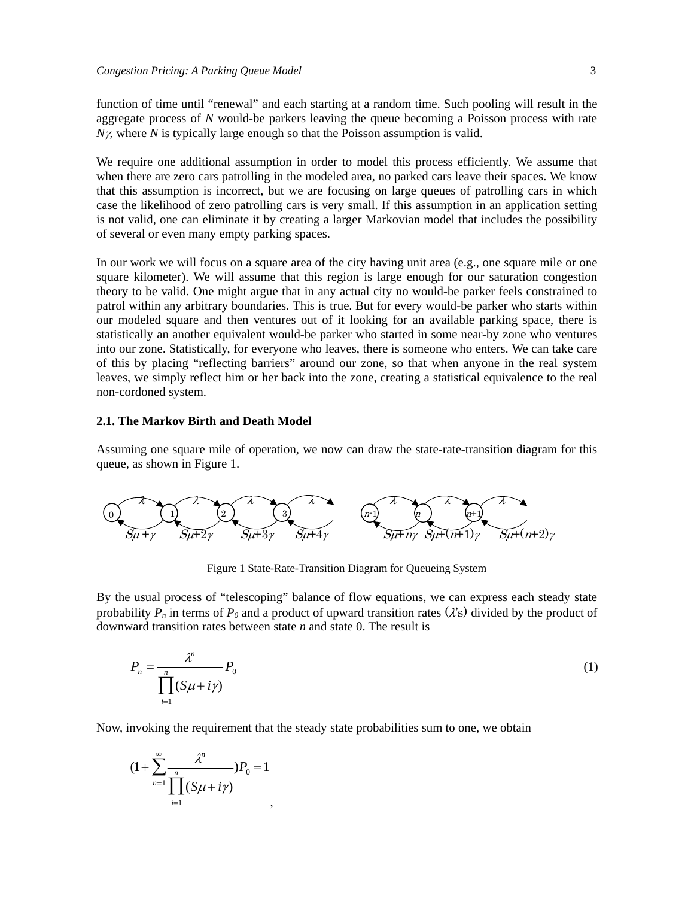function of time until "renewal" and each starting at a random time. Such pooling will result in the aggregate process of $N$ would-be parkers leaving the queue becoming a Poisson process with rate $N\gamma$, where $N$ is typically large enough so that the Poisson assumption is valid.

We require one additional assumption in order to model this process efficiently. We assume that when there are zero cars patrolling in the modeled area, no parked cars leave their spaces. We know that this assumption is incorrect, but we are focusing on large queues of patrolling cars in which case the likelihood of zero patrolling cars is very small. If this assumption in an application setting is not valid, one can eliminate it by creating a larger Markovian model that includes the possibility of several or even many empty parking spaces.

In our work we will focus on a square area of the city having unit area (e.g., one square mile or one square kilometer). We will assume that this region is large enough for our saturation congestion theory to be valid. One might argue that in any actual city no would-be parker feels constrained to patrol within any arbitrary boundaries. This is true. But for every would-be parker who starts within our modeled square and then ventures out of it looking for an available parking space, there is statistically an another equivalent would-be parker who started in some near-by zone who ventures into our zone. Statistically, for everyone who leaves, there is someone who enters. We can take care of this by placing "reflecting barriers" around our zone, so that when anyone in the real system leaves, we simply reflect him or her back into the zone, creating a statistical equivalence to the real non-cordoned system.

### 2.1. The Markov Birth and Death Model

Assuming one square mile of operation, we now can draw the state-rate-transition diagram for this queue, as shown in Figure 1.

Figure 1 State-Rate-Transition Diagram for Queueing System

By the usual process of "telescoping" balance of flow equations, we can express each steady state probability $P_n$ in terms of $P_0$ and a product of upward transition rates ($\lambda$'s) divided by the product of downward transition rates between state $n$ and state 0. The result is

$$P_n = \frac{\lambda^n}{\prod_{i=1}^{n}(S\mu + i\gamma)} P_0 \tag{1}$$

Now, invoking the requirement that the steady state probabilities sum to one, we obtain

$$\left(1 + \sum_{n=1}^{\infty} \frac{\lambda^n}{\prod_{i=1}^{n}(S\mu + i\gamma)}\right) P_0 = 1,$$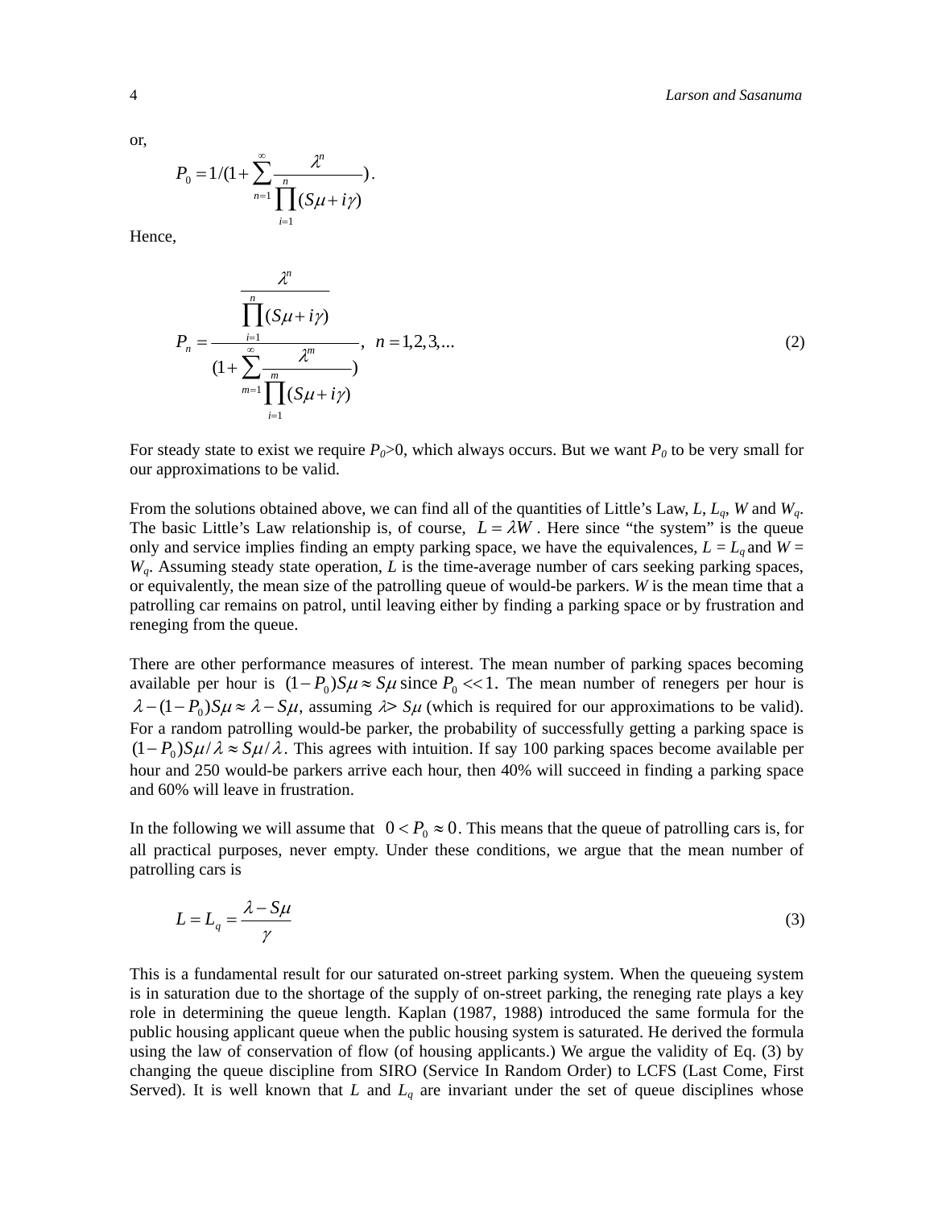or,

$$P_0 = 1/(1 + \sum_{n=1}^{\infty} \frac{\lambda^n}{\prod_{i=1}^{n} (S\mu + i\gamma)}).$$

Hence,

$$P_n = \frac{\dfrac{\lambda^n}{\prod_{i=1}^{n} (S\mu + i\gamma)}}{(1 + \sum_{m=1}^{\infty} \dfrac{\lambda^m}{\prod_{i=1}^{m} (S\mu + i\gamma)})}, \quad n = 1, 2, 3, \ldots \tag{2}$$

For steady state to exist we require $P_0 > 0$, which always occurs. But we want $P_0$ to be very small for our approximations to be valid.

From the solutions obtained above, we can find all of the quantities of Little's Law, $L$, $L_q$, $W$ and $W_q$. The basic Little's Law relationship is, of course, $L = \lambda W$. Here since "the system" is the queue only and service implies finding an empty parking space, we have the equivalences, $L = L_q$ and $W = W_q$. Assuming steady state operation, $L$ is the time-average number of cars seeking parking spaces, or equivalently, the mean size of the patrolling queue of would-be parkers. $W$ is the mean time that a patrolling car remains on patrol, until leaving either by finding a parking space or by frustration and reneging from the queue.

There are other performance measures of interest. The mean number of parking spaces becoming available per hour is $(1 - P_0)S\mu \approx S\mu$ since $P_0 << 1$. The mean number of renegers per hour is $\lambda - (1 - P_0)S\mu \approx \lambda - S\mu$, assuming $\lambda > S\mu$ (which is required for our approximations to be valid). For a random patrolling would-be parker, the probability of successfully getting a parking space is $(1 - P_0)S\mu / \lambda \approx S\mu / \lambda$. This agrees with intuition. If say 100 parking spaces become available per hour and 250 would-be parkers arrive each hour, then 40% will succeed in finding a parking space and 60% will leave in frustration.

In the following we will assume that $0 < P_0 \approx 0$. This means that the queue of patrolling cars is, for all practical purposes, never empty. Under these conditions, we argue that the mean number of patrolling cars is

$$L = L_q = \frac{\lambda - S\mu}{\gamma} \tag{3}$$

This is a fundamental result for our saturated on-street parking system. When the queueing system is in saturation due to the shortage of the supply of on-street parking, the reneging rate plays a key role in determining the queue length. Kaplan (1987, 1988) introduced the same formula for the public housing applicant queue when the public housing system is saturated. He derived the formula using the law of conservation of flow (of housing applicants.) We argue the validity of Eq. (3) by changing the queue discipline from SIRO (Service In Random Order) to LCFS (Last Come, First Served). It is well known that $L$ and $L_q$ are invariant under the set of queue disciplines whose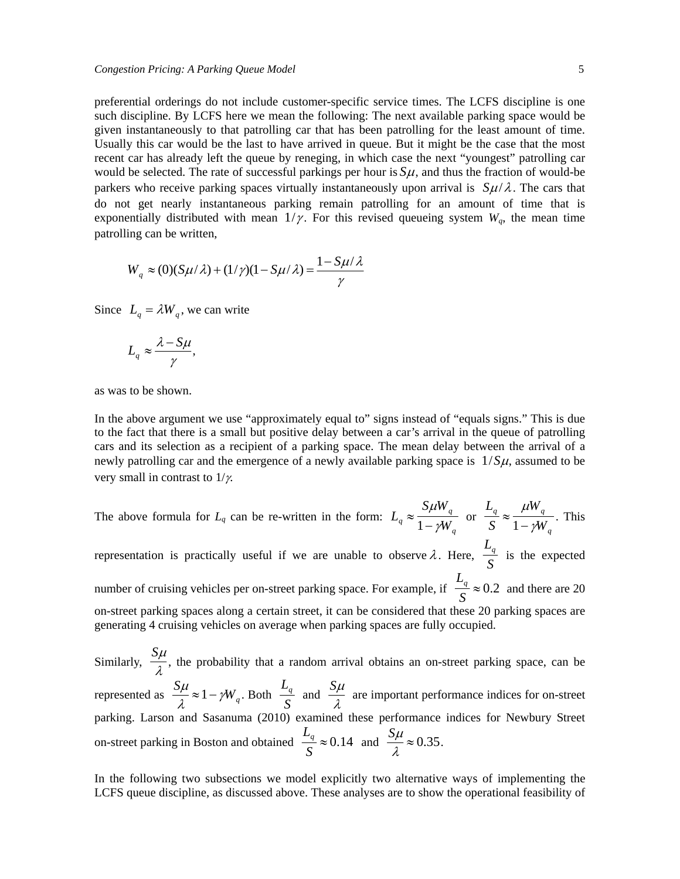preferential orderings do not include customer-specific service times. The LCFS discipline is one such discipline. By LCFS here we mean the following: The next available parking space would be given instantaneously to that patrolling car that has been patrolling for the least amount of time. Usually this car would be the last to have arrived in queue. But it might be the case that the most recent car has already left the queue by reneging, in which case the next "youngest" patrolling car would be selected. The rate of successful parkings per hour is $S\mu$, and thus the fraction of would-be parkers who receive parking spaces virtually instantaneously upon arrival is $S\mu/\lambda$. The cars that do not get nearly instantaneous parking remain patrolling for an amount of time that is exponentially distributed with mean $1/\gamma$. For this revised queueing system $W_q$, the mean time patrolling can be written,

$$W_q \approx (0)(S\mu/\lambda) + (1/\gamma)(1 - S\mu/\lambda) = \frac{1 - S\mu/\lambda}{\gamma}$$

Since $L_q = \lambda W_q$, we can write

$$L_q \approx \frac{\lambda - S\mu}{\gamma},$$

as was to be shown.

In the above argument we use "approximately equal to" signs instead of "equals signs." This is due to the fact that there is a small but positive delay between a car's arrival in the queue of patrolling cars and its selection as a recipient of a parking space. The mean delay between the arrival of a newly patrolling car and the emergence of a newly available parking space is $1/S\mu$, assumed to be very small in contrast to $1/\gamma$.

The above formula for $L_q$ can be re-written in the form: $L_q \approx \frac{S\mu W_q}{1-\gamma W_q}$ or $\frac{L_q}{S} \approx \frac{\mu W_q}{1-\gamma W_q}$. This representation is practically useful if we are unable to observe $\lambda$. Here, $\frac{L_q}{S}$ is the expected number of cruising vehicles per on-street parking space. For example, if $\frac{L_q}{S} \approx 0.2$ and there are 20 on-street parking spaces along a certain street, it can be considered that these 20 parking spaces are generating 4 cruising vehicles on average when parking spaces are fully occupied.

Similarly, $\frac{S\mu}{\lambda}$, the probability that a random arrival obtains an on-street parking space, can be represented as $\frac{S\mu}{\lambda} \approx 1 - \gamma W_q$. Both $\frac{L_q}{S}$ and $\frac{S\mu}{\lambda}$ are important performance indices for on-street parking. Larson and Sasanuma (2010) examined these performance indices for Newbury Street on-street parking in Boston and obtained $\frac{L_q}{S} \approx 0.14$ and $\frac{S\mu}{\lambda} \approx 0.35$.

In the following two subsections we model explicitly two alternative ways of implementing the LCFS queue discipline, as discussed above. These analyses are to show the operational feasibility of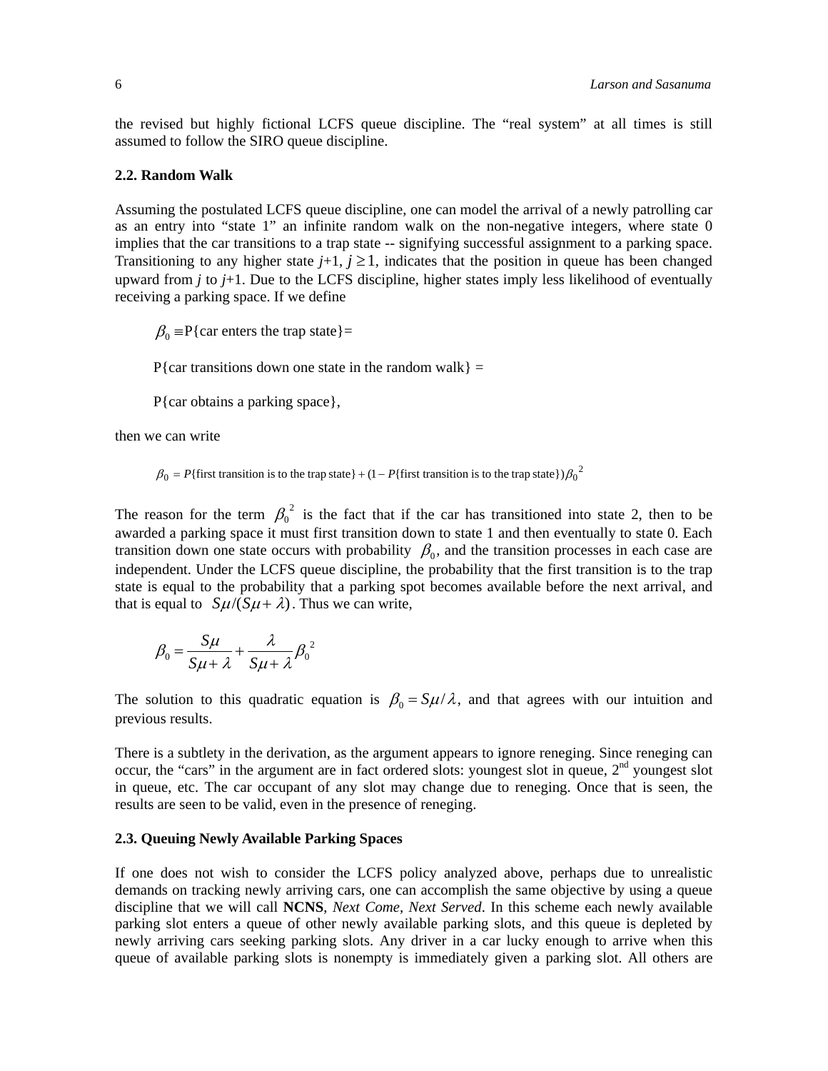the revised but highly fictional LCFS queue discipline. The "real system" at all times is still assumed to follow the SIRO queue discipline.

## 2.2. Random Walk

Assuming the postulated LCFS queue discipline, one can model the arrival of a newly patrolling car as an entry into "state 1" an infinite random walk on the non-negative integers, where state 0 implies that the car transitions to a trap state -- signifying successful assignment to a parking space. Transitioning to any higher state $j$+1, $j \geq 1$, indicates that the position in queue has been changed upward from $j$ to $j$+1. Due to the LCFS discipline, higher states imply less likelihood of eventually receiving a parking space. If we define

$\beta_0 \equiv$ P{car enters the trap state}=

P{car transitions down one state in the random walk} =

P{car obtains a parking space},

then we can write

$$\beta_0 = P\{\text{first transition is to the trap state}\} + (1 - P\{\text{first transition is to the trap state}\})\beta_0{}^2$$

The reason for the term $\beta_0{}^2$ is the fact that if the car has transitioned into state 2, then to be awarded a parking space it must first transition down to state 1 and then eventually to state 0. Each transition down one state occurs with probability $\beta_0$, and the transition processes in each case are independent. Under the LCFS queue discipline, the probability that the first transition is to the trap state is equal to the probability that a parking spot becomes available before the next arrival, and that is equal to $S\mu/(S\mu+\lambda)$. Thus we can write,

$$\beta_0 = \frac{S\mu}{S\mu+\lambda} + \frac{\lambda}{S\mu+\lambda}\beta_0{}^2$$

The solution to this quadratic equation is $\beta_0 = S\mu/\lambda$, and that agrees with our intuition and previous results.

There is a subtlety in the derivation, as the argument appears to ignore reneging. Since reneging can occur, the "cars" in the argument are in fact ordered slots: youngest slot in queue, 2nd youngest slot in queue, etc. The car occupant of any slot may change due to reneging. Once that is seen, the results are seen to be valid, even in the presence of reneging.

## 2.3. Queuing Newly Available Parking Spaces

If one does not wish to consider the LCFS policy analyzed above, perhaps due to unrealistic demands on tracking newly arriving cars, one can accomplish the same objective by using a queue discipline that we will call **NCNS**, *Next Come*, *Next Served*. In this scheme each newly available parking slot enters a queue of other newly available parking slots, and this queue is depleted by newly arriving cars seeking parking slots. Any driver in a car lucky enough to arrive when this queue of available parking slots is nonempty is immediately given a parking slot. All others are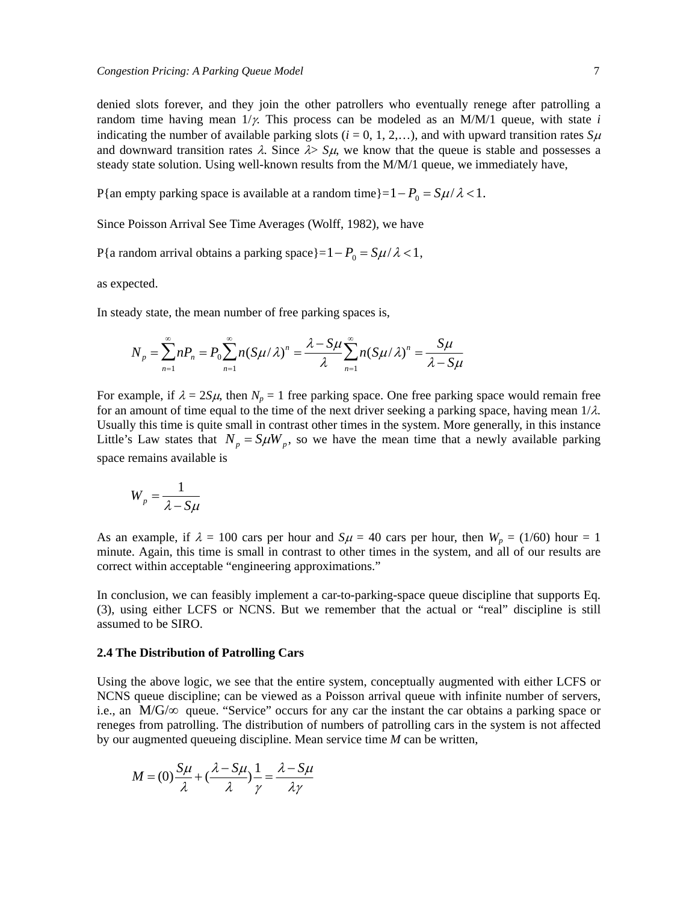denied slots forever, and they join the other patrollers who eventually renege after patrolling a random time having mean $1/\gamma$. This process can be modeled as an M/M/1 queue, with state $i$ indicating the number of available parking slots ($i = 0, 1, 2,\ldots$), and with upward transition rates $S\mu$ and downward transition rates $\lambda$. Since $\lambda > S\mu$, we know that the queue is stable and possesses a steady state solution. Using well-known results from the M/M/1 queue, we immediately have,

P{an empty parking space is available at a random time}$=1-P_0 = S\mu/\lambda < 1$.

Since Poisson Arrival See Time Averages (Wolff, 1982), we have

P{a random arrival obtains a parking space}$=1-P_0 = S\mu/\lambda < 1$,

as expected.

In steady state, the mean number of free parking spaces is,

$$N_p = \sum_{n=1}^{\infty} nP_n = P_0 \sum_{n=1}^{\infty} n(S\mu/\lambda)^n = \frac{\lambda - S\mu}{\lambda} \sum_{n=1}^{\infty} n(S\mu/\lambda)^n = \frac{S\mu}{\lambda - S\mu}$$

For example, if $\lambda = 2S\mu$, then $N_p = 1$ free parking space. One free parking space would remain free for an amount of time equal to the time of the next driver seeking a parking space, having mean $1/\lambda$. Usually this time is quite small in contrast other times in the system. More generally, in this instance Little's Law states that $N_p = S\mu W_p$, so we have the mean time that a newly available parking space remains available is

$$W_p = \frac{1}{\lambda - S\mu}$$

As an example, if $\lambda = 100$ cars per hour and $S\mu = 40$ cars per hour, then $W_p = (1/60)$ hour $= 1$ minute. Again, this time is small in contrast to other times in the system, and all of our results are correct within acceptable "engineering approximations."

In conclusion, we can feasibly implement a car-to-parking-space queue discipline that supports Eq. (3), using either LCFS or NCNS. But we remember that the actual or "real" discipline is still assumed to be SIRO.

**2.4 The Distribution of Patrolling Cars**

Using the above logic, we see that the entire system, conceptually augmented with either LCFS or NCNS queue discipline; can be viewed as a Poisson arrival queue with infinite number of servers, i.e., an $M/G/\infty$ queue. "Service" occurs for any car the instant the car obtains a parking space or reneges from patrolling. The distribution of numbers of patrolling cars in the system is not affected by our augmented queueing discipline. Mean service time $M$ can be written,

$$M = (0)\frac{S\mu}{\lambda} + \left(\frac{\lambda - S\mu}{\lambda}\right)\frac{1}{\gamma} = \frac{\lambda - S\mu}{\lambda\gamma}$$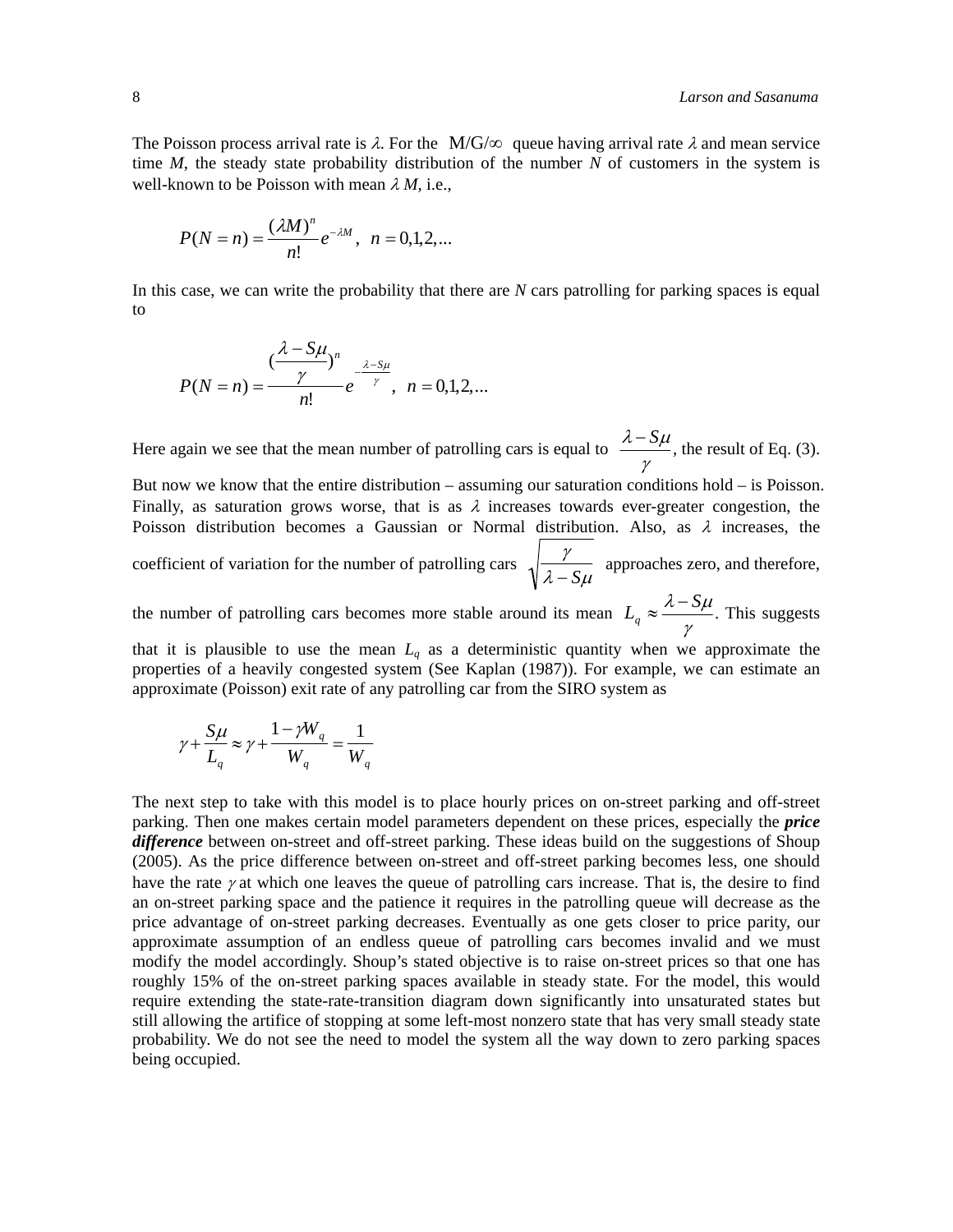The Poisson process arrival rate is $\lambda$. For the M/G/$\infty$ queue having arrival rate $\lambda$ and mean service time $M$, the steady state probability distribution of the number $N$ of customers in the system is well-known to be Poisson with mean $\lambda M$, i.e.,

$$P(N = n) = \frac{(\lambda M)^n}{n!} e^{-\lambda M}, \quad n = 0,1,2,...$$

In this case, we can write the probability that there are $N$ cars patrolling for parking spaces is equal to

$$P(N = n) = \frac{(\frac{\lambda - S\mu}{\gamma})^n}{n!} e^{-\frac{\lambda - S\mu}{\gamma}}, \quad n = 0,1,2,...$$

Here again we see that the mean number of patrolling cars is equal to $\frac{\lambda - S\mu}{\gamma}$, the result of Eq. (3). But now we know that the entire distribution – assuming our saturation conditions hold – is Poisson. Finally, as saturation grows worse, that is as $\lambda$ increases towards ever-greater congestion, the Poisson distribution becomes a Gaussian or Normal distribution. Also, as $\lambda$ increases, the coefficient of variation for the number of patrolling cars $\sqrt{\frac{\gamma}{\lambda - S\mu}}$ approaches zero, and therefore, the number of patrolling cars becomes more stable around its mean $L_q \approx \frac{\lambda - S\mu}{\gamma}$. This suggests that it is plausible to use the mean $L_q$ as a deterministic quantity when we approximate the properties of a heavily congested system (See Kaplan (1987)). For example, we can estimate an approximate (Poisson) exit rate of any patrolling car from the SIRO system as

$$\gamma + \frac{S\mu}{L_q} \approx \gamma + \frac{1 - \gamma W_q}{W_q} = \frac{1}{W_q}$$

The next step to take with this model is to place hourly prices on on-street parking and off-street parking. Then one makes certain model parameters dependent on these prices, especially the ***price difference*** between on-street and off-street parking. These ideas build on the suggestions of Shoup (2005). As the price difference between on-street and off-street parking becomes less, one should have the rate $\gamma$ at which one leaves the queue of patrolling cars increase. That is, the desire to find an on-street parking space and the patience it requires in the patrolling queue will decrease as the price advantage of on-street parking decreases. Eventually as one gets closer to price parity, our approximate assumption of an endless queue of patrolling cars becomes invalid and we must modify the model accordingly. Shoup's stated objective is to raise on-street prices so that one has roughly 15% of the on-street parking spaces available in steady state. For the model, this would require extending the state-rate-transition diagram down significantly into unsaturated states but still allowing the artifice of stopping at some left-most nonzero state that has very small steady state probability. We do not see the need to model the system all the way down to zero parking spaces being occupied.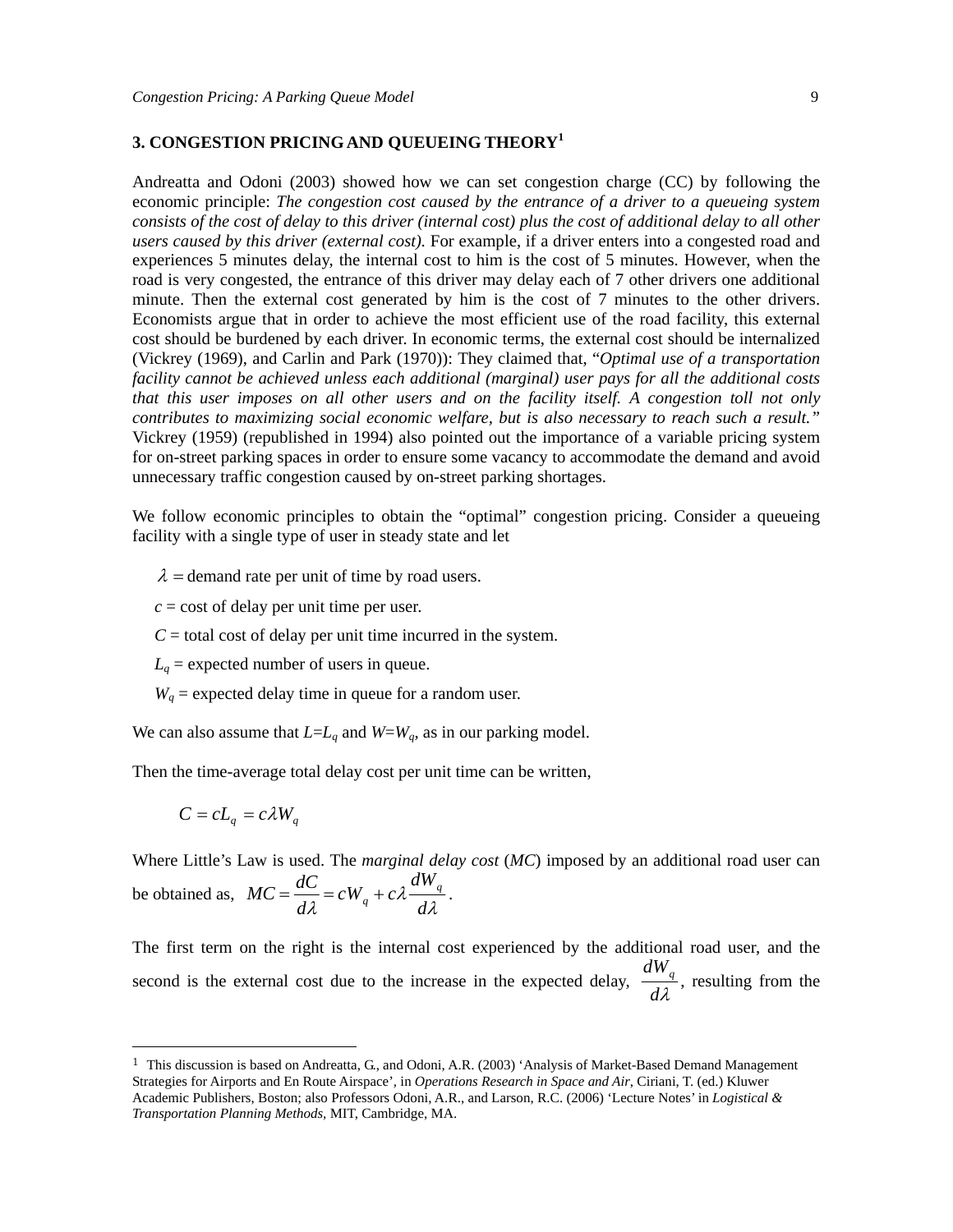## 3. CONGESTION PRICING AND QUEUEING THEORY[1]

Andreatta and Odoni (2003) showed how we can set congestion charge (CC) by following the economic principle: *The congestion cost caused by the entrance of a driver to a queueing system consists of the cost of delay to this driver (internal cost) plus the cost of additional delay to all other users caused by this driver (external cost).* For example, if a driver enters into a congested road and experiences 5 minutes delay, the internal cost to him is the cost of 5 minutes. However, when the road is very congested, the entrance of this driver may delay each of 7 other drivers one additional minute. Then the external cost generated by him is the cost of 7 minutes to the other drivers. Economists argue that in order to achieve the most efficient use of the road facility, this external cost should be burdened by each driver. In economic terms, the external cost should be internalized (Vickrey (1969), and Carlin and Park (1970)): They claimed that, "*Optimal use of a transportation facility cannot be achieved unless each additional (marginal) user pays for all the additional costs that this user imposes on all other users and on the facility itself. A congestion toll not only contributes to maximizing social economic welfare, but is also necessary to reach such a result.*" Vickrey (1959) (republished in 1994) also pointed out the importance of a variable pricing system for on-street parking spaces in order to ensure some vacancy to accommodate the demand and avoid unnecessary traffic congestion caused by on-street parking shortages.

We follow economic principles to obtain the "optimal" congestion pricing. Consider a queueing facility with a single type of user in steady state and let

- $\lambda$ = demand rate per unit of time by road users.
- $c$ = cost of delay per unit time per user.
- $C$ = total cost of delay per unit time incurred in the system.
- $L_q$ = expected number of users in queue.
- $W_q$ = expected delay time in queue for a random user.

We can also assume that $L = L_q$ and $W = W_q$, as in our parking model.

Then the time-average total delay cost per unit time can be written,

$$C = cL_q = c\lambda W_q$$

Where Little's Law is used. The *marginal delay cost* (*MC*) imposed by an additional road user can be obtained as, $MC = \dfrac{dC}{d\lambda} = cW_q + c\lambda \dfrac{dW_q}{d\lambda}$.

The first term on the right is the internal cost experienced by the additional road user, and the second is the external cost due to the increase in the expected delay, $\dfrac{dW_q}{d\lambda}$, resulting from the

---

[1] This discussion is based on Andreatta, G., and Odoni, A.R. (2003) 'Analysis of Market-Based Demand Management Strategies for Airports and En Route Airspace', in *Operations Research in Space and Air*, Ciriani, T. (ed.) Kluwer Academic Publishers, Boston; also Professors Odoni, A.R., and Larson, R.C. (2006) 'Lecture Notes' in *Logistical & Transportation Planning Methods*, MIT, Cambridge, MA.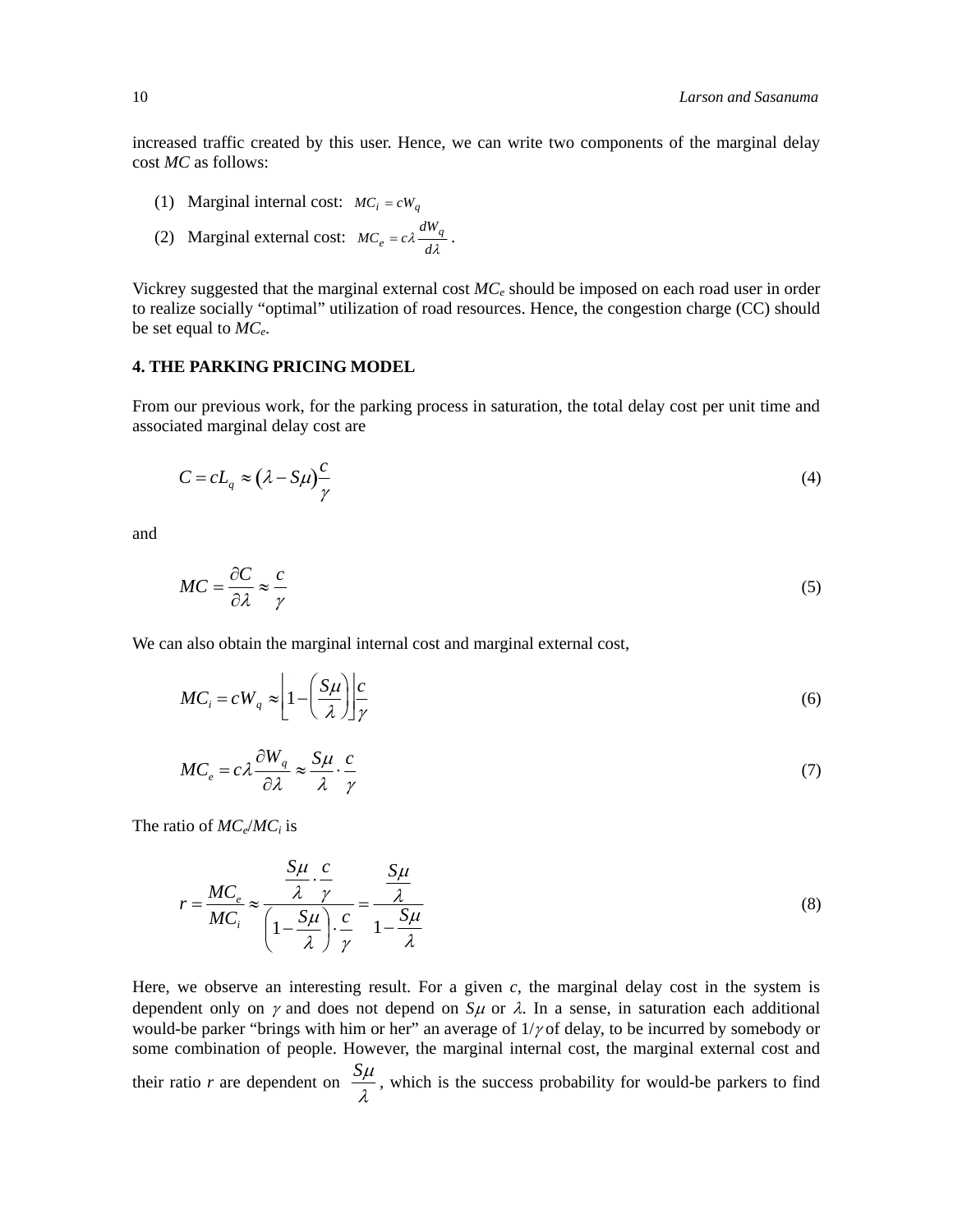increased traffic created by this user. Hence, we can write two components of the marginal delay cost *MC* as follows:

1. Marginal internal cost: $MC_i = cW_q$
2. Marginal external cost: $MC_e = c\lambda \dfrac{dW_q}{d\lambda}$ .

Vickrey suggested that the marginal external cost $MC_e$ should be imposed on each road user in order to realize socially "optimal" utilization of road resources. Hence, the congestion charge (CC) should be set equal to $MC_e$.

## 4. THE PARKING PRICING MODEL

From our previous work, for the parking process in saturation, the total delay cost per unit time and associated marginal delay cost are

$$C = cL_q \approx (\lambda - S\mu)\frac{c}{\gamma} \tag{4}$$

and

$$MC = \frac{\partial C}{\partial \lambda} \approx \frac{c}{\gamma} \tag{5}$$

We can also obtain the marginal internal cost and marginal external cost,

$$MC_i = cW_q \approx \left\lfloor 1 - \left(\frac{S\mu}{\lambda}\right)\right\rfloor \frac{c}{\gamma} \tag{6}$$

$$MC_e = c\lambda \frac{\partial W_q}{\partial \lambda} \approx \frac{S\mu}{\lambda} \cdot \frac{c}{\gamma} \tag{7}$$

The ratio of $MC_e/MC_i$ is

$$r = \frac{MC_e}{MC_i} \approx \frac{\dfrac{S\mu}{\lambda} \cdot \dfrac{c}{\gamma}}{\left(1 - \dfrac{S\mu}{\lambda}\right) \cdot \dfrac{c}{\gamma}} = \frac{\dfrac{S\mu}{\lambda}}{1 - \dfrac{S\mu}{\lambda}} \tag{8}$$

Here, we observe an interesting result. For a given *c*, the marginal delay cost in the system is dependent only on $\gamma$ and does not depend on $S\mu$ or $\lambda$. In a sense, in saturation each additional would-be parker "brings with him or her" an average of $1/\gamma$ of delay, to be incurred by somebody or some combination of people. However, the marginal internal cost, the marginal external cost and their ratio *r* are dependent on $\dfrac{S\mu}{\lambda}$, which is the success probability for would-be parkers to find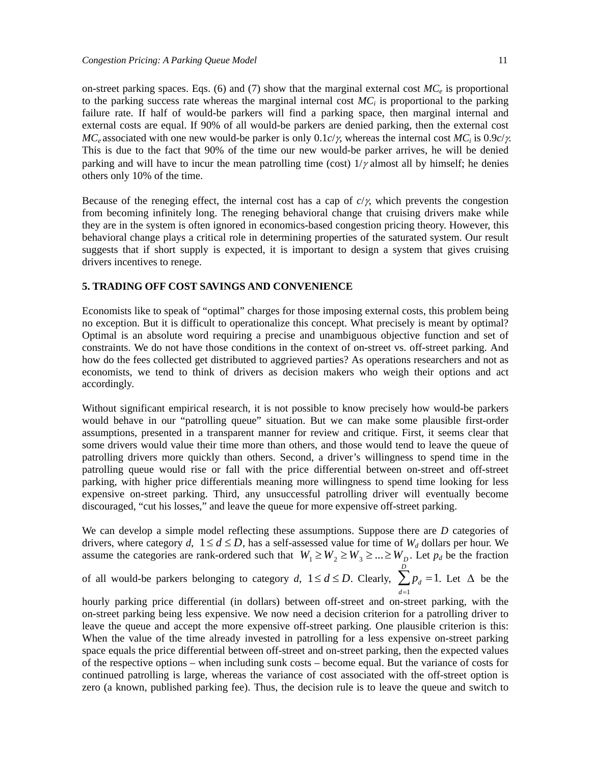on-street parking spaces. Eqs. (6) and (7) show that the marginal external cost $MC_e$ is proportional to the parking success rate whereas the marginal internal cost $MC_i$ is proportional to the parking failure rate. If half of would-be parkers will find a parking space, then marginal internal and external costs are equal. If 90% of all would-be parkers are denied parking, then the external cost $MC_e$ associated with one new would-be parker is only $0.1c/\gamma$, whereas the internal cost $MC_i$ is $0.9c/\gamma$. This is due to the fact that 90% of the time our new would-be parker arrives, he will be denied parking and will have to incur the mean patrolling time (cost) $1/\gamma$ almost all by himself; he denies others only 10% of the time.

Because of the reneging effect, the internal cost has a cap of $c/\gamma$, which prevents the congestion from becoming infinitely long. The reneging behavioral change that cruising drivers make while they are in the system is often ignored in economics-based congestion pricing theory. However, this behavioral change plays a critical role in determining properties of the saturated system. Our result suggests that if short supply is expected, it is important to design a system that gives cruising drivers incentives to renege.

## 5. TRADING OFF COST SAVINGS AND CONVENIENCE

Economists like to speak of "optimal" charges for those imposing external costs, this problem being no exception. But it is difficult to operationalize this concept. What precisely is meant by optimal? Optimal is an absolute word requiring a precise and unambiguous objective function and set of constraints. We do not have those conditions in the context of on-street vs. off-street parking. And how do the fees collected get distributed to aggrieved parties? As operations researchers and not as economists, we tend to think of drivers as decision makers who weigh their options and act accordingly.

Without significant empirical research, it is not possible to know precisely how would-be parkers would behave in our "patrolling queue" situation. But we can make some plausible first-order assumptions, presented in a transparent manner for review and critique. First, it seems clear that some drivers would value their time more than others, and those would tend to leave the queue of patrolling drivers more quickly than others. Second, a driver's willingness to spend time in the patrolling queue would rise or fall with the price differential between on-street and off-street parking, with higher price differentials meaning more willingness to spend time looking for less expensive on-street parking. Third, any unsuccessful patrolling driver will eventually become discouraged, "cut his losses," and leave the queue for more expensive off-street parking.

We can develop a simple model reflecting these assumptions. Suppose there are $D$ categories of drivers, where category $d$, $1 \le d \le D$, has a self-assessed value for time of $W_d$ dollars per hour. We assume the categories are rank-ordered such that $W_1 \ge W_2 \ge W_3 \ge ... \ge W_D$. Let $p_d$ be the fraction of all would-be parkers belonging to category $d$, $1 \le d \le D$. Clearly, $\sum_{d=1}^{D} p_d = 1$. Let $\Delta$ be the hourly parking price differential (in dollars) between off-street and on-street parking, with the on-street parking being less expensive. We now need a decision criterion for a patrolling driver to leave the queue and accept the more expensive off-street parking. One plausible criterion is this: When the value of the time already invested in patrolling for a less expensive on-street parking space equals the price differential between off-street and on-street parking, then the expected values of the respective options – when including sunk costs – become equal. But the variance of costs for continued patrolling is large, whereas the variance of cost associated with the off-street option is zero (a known, published parking fee). Thus, the decision rule is to leave the queue and switch to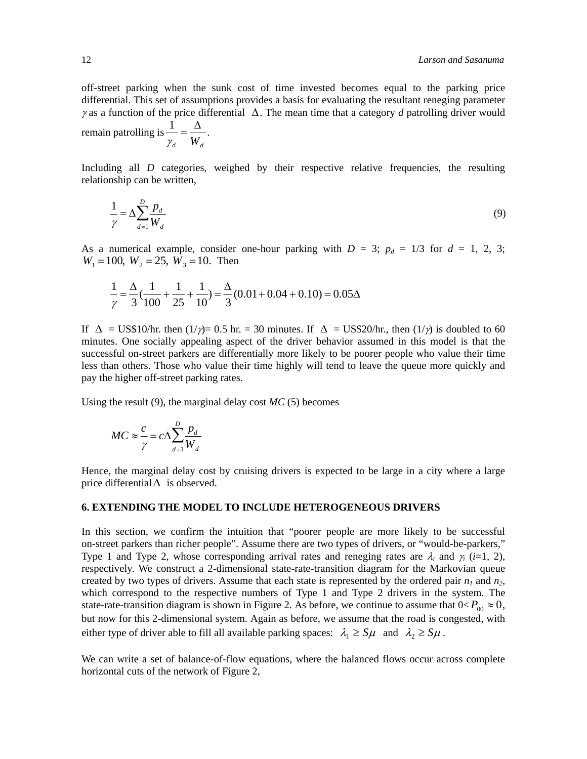off-street parking when the sunk cost of time invested becomes equal to the parking price differential. This set of assumptions provides a basis for evaluating the resultant reneging parameter $\gamma$ as a function of the price differential $\Delta$. The mean time that a category $d$ patrolling driver would remain patrolling is $\frac{1}{\gamma_d} = \frac{\Delta}{W_d}$.

Including all $D$ categories, weighed by their respective relative frequencies, the resulting relationship can be written,

$$\frac{1}{\gamma} = \Delta \sum_{d=1}^{D} \frac{p_d}{W_d} \tag{9}$$

As a numerical example, consider one-hour parking with $D$ = 3; $p_d$ = 1/3 for $d$ = 1, 2, 3; $W_1 = 100,\ W_2 = 25,\ W_3 = 10.$ Then

$$\frac{1}{\gamma} = \frac{\Delta}{3}\left(\frac{1}{100} + \frac{1}{25} + \frac{1}{10}\right) = \frac{\Delta}{3}(0.01 + 0.04 + 0.10) = 0.05\Delta$$

If $\Delta$ = US\$10/hr. then $(1/\gamma)$= 0.5 hr. = 30 minutes. If $\Delta$ = US\$20/hr., then $(1/\gamma)$ is doubled to 60 minutes. One socially appealing aspect of the driver behavior assumed in this model is that the successful on-street parkers are differentially more likely to be poorer people who value their time less than others. Those who value their time highly will tend to leave the queue more quickly and pay the higher off-street parking rates.

Using the result (9), the marginal delay cost $MC$ (5) becomes

$$MC \approx \frac{c}{\gamma} = c\Delta \sum_{d=1}^{D} \frac{p_d}{W_d}$$

Hence, the marginal delay cost by cruising drivers is expected to be large in a city where a large price differential $\Delta$ is observed.

## 6. EXTENDING THE MODEL TO INCLUDE HETEROGENEOUS DRIVERS

In this section, we confirm the intuition that "poorer people are more likely to be successful on-street parkers than richer people". Assume there are two types of drivers, or "would-be-parkers," Type 1 and Type 2, whose corresponding arrival rates and reneging rates are $\lambda_i$ and $\gamma_i$ ($i$=1, 2), respectively. We construct a 2-dimensional state-rate-transition diagram for the Markovian queue created by two types of drivers. Assume that each state is represented by the ordered pair $n_1$ and $n_2$, which correspond to the respective numbers of Type 1 and Type 2 drivers in the system. The state-rate-transition diagram is shown in Figure 2. As before, we continue to assume that $0 < P_{00} \approx 0$, but now for this 2-dimensional system. Again as before, we assume that the road is congested, with either type of driver able to fill all available parking spaces: $\lambda_1 \geq S\mu$ and $\lambda_2 \geq S\mu$.

We can write a set of balance-of-flow equations, where the balanced flows occur across complete horizontal cuts of the network of Figure 2,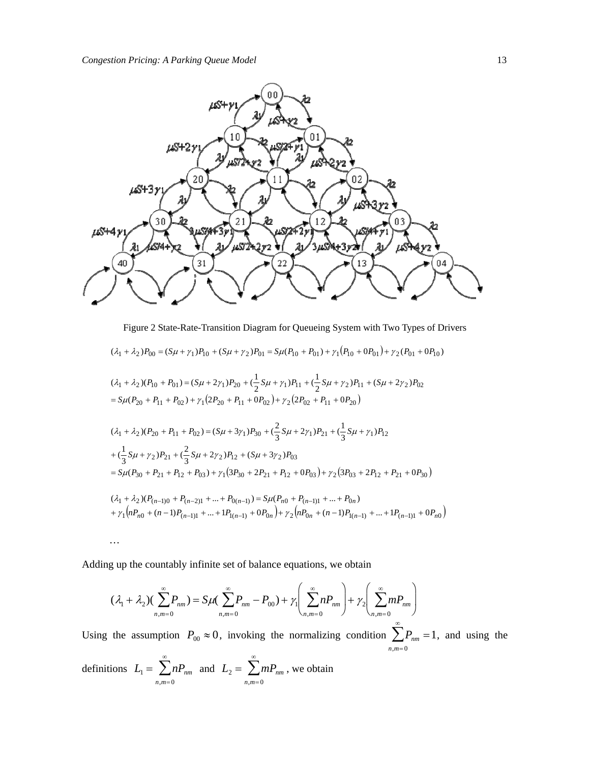Figure 2 State-Rate-Transition Diagram for Queueing System with Two Types of Drivers

$$(\lambda_1+\lambda_2)P_{00}=(S\mu+\gamma_1)P_{10}+(S\mu+\gamma_2)P_{01}=S\mu(P_{10}+P_{01})+\gamma_1\left(P_{10}+0P_{01}\right)+\gamma_2(P_{01}+0P_{10})$$

$$(\lambda_1+\lambda_2)(P_{10}+P_{01})=(S\mu+2\gamma_1)P_{20}+(\frac{1}{2}S\mu+\gamma_1)P_{11}+(\frac{1}{2}S\mu+\gamma_2)P_{11}+(S\mu+2\gamma_2)P_{02}$$
$$=S\mu(P_{20}+P_{11}+P_{02})+\gamma_1\left(2P_{20}+P_{11}+0P_{02}\right)+\gamma_2\left(2P_{02}+P_{11}+0P_{20}\right)$$

$$(\lambda_1+\lambda_2)(P_{20}+P_{11}+P_{02})=(S\mu+3\gamma_1)P_{30}+(\frac{2}{3}S\mu+2\gamma_1)P_{21}+(\frac{1}{3}S\mu+\gamma_1)P_{12}$$
$$+(\frac{1}{3}S\mu+\gamma_2)P_{21}+(\frac{2}{3}S\mu+2\gamma_2)P_{12}+(S\mu+3\gamma_2)P_{03}$$
$$=S\mu(P_{30}+P_{21}+P_{12}+P_{03})+\gamma_1\left(3P_{30}+2P_{21}+P_{12}+0P_{03}\right)+\gamma_2\left(3P_{03}+2P_{12}+P_{21}+0P_{30}\right)$$

$$(\lambda_1+\lambda_2)(P_{(n-1)0}+P_{(n-2)1}+...+P_{0(n-1)})=S\mu(P_{n0}+P_{(n-1)1}+...+P_{0n})$$
$$+\gamma_1\left(nP_{n0}+(n-1)P_{(n-1)1}+...+1P_{1(n-1)}+0P_{0n}\right)+\gamma_2\left(nP_{0n}+(n-1)P_{1(n-1)}+...+1P_{(n-1)1}+0P_{n0}\right)$$

…

Adding up the countably infinite set of balance equations, we obtain

$$(\lambda_1+\lambda_2)(\sum_{n,m=0}^{\infty}P_{nm})=S\mu(\sum_{n,m=0}^{\infty}P_{nm}-P_{00})+\gamma_1\left(\sum_{n,m=0}^{\infty}nP_{nm}\right)+\gamma_2\left(\sum_{n,m=0}^{\infty}mP_{nm}\right)$$

Using the assumption $P_{00}\approx 0$, invoking the normalizing condition $\sum_{n,m=0}^{\infty}P_{nm}=1$, and using the definitions $L_1=\sum_{n,m=0}^{\infty}nP_{nm}$ and $L_2=\sum_{n,m=0}^{\infty}mP_{nm}$, we obtain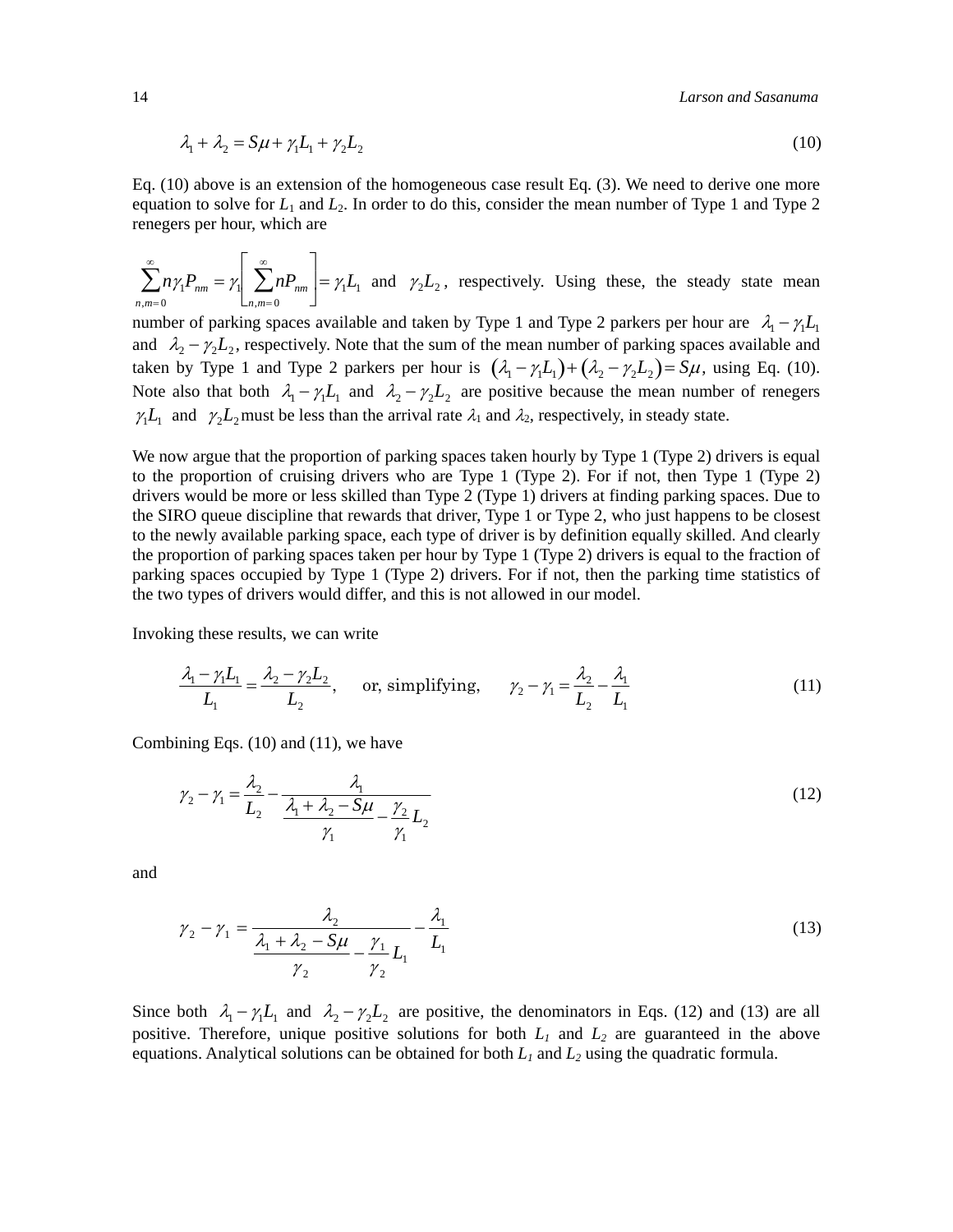$$\lambda_1 + \lambda_2 = S\mu + \gamma_1 L_1 + \gamma_2 L_2 \tag{10}$$

Eq. (10) above is an extension of the homogeneous case result Eq. (3). We need to derive one more equation to solve for $L_1$ and $L_2$. In order to do this, consider the mean number of Type 1 and Type 2 renegers per hour, which are

$\sum_{n,m=0}^{\infty} n\gamma_1 P_{nm} = \gamma_1 \left[ \sum_{n,m=0}^{\infty} nP_{nm} \right] = \gamma_1 L_1$ and $\gamma_2 L_2$, respectively. Using these, the steady state mean number of parking spaces available and taken by Type 1 and Type 2 parkers per hour are $\lambda_1 - \gamma_1 L_1$ and $\lambda_2 - \gamma_2 L_2$, respectively. Note that the sum of the mean number of parking spaces available and taken by Type 1 and Type 2 parkers per hour is $(\lambda_1 - \gamma_1 L_1) + (\lambda_2 - \gamma_2 L_2) = S\mu$, using Eq. (10). Note also that both $\lambda_1 - \gamma_1 L_1$ and $\lambda_2 - \gamma_2 L_2$ are positive because the mean number of renegers $\gamma_1 L_1$ and $\gamma_2 L_2$ must be less than the arrival rate $\lambda_1$ and $\lambda_2$, respectively, in steady state.

We now argue that the proportion of parking spaces taken hourly by Type 1 (Type 2) drivers is equal to the proportion of cruising drivers who are Type 1 (Type 2). For if not, then Type 1 (Type 2) drivers would be more or less skilled than Type 2 (Type 1) drivers at finding parking spaces. Due to the SIRO queue discipline that rewards that driver, Type 1 or Type 2, who just happens to be closest to the newly available parking space, each type of driver is by definition equally skilled. And clearly the proportion of parking spaces taken per hour by Type 1 (Type 2) drivers is equal to the fraction of parking spaces occupied by Type 1 (Type 2) drivers. For if not, then the parking time statistics of the two types of drivers would differ, and this is not allowed in our model.

Invoking these results, we can write

$$\frac{\lambda_1 - \gamma_1 L_1}{L_1} = \frac{\lambda_2 - \gamma_2 L_2}{L_2}, \quad \text{or, simplifying,} \quad \gamma_2 - \gamma_1 = \frac{\lambda_2}{L_2} - \frac{\lambda_1}{L_1} \tag{11}$$

Combining Eqs. (10) and (11), we have

$$\gamma_2 - \gamma_1 = \frac{\lambda_2}{L_2} - \frac{\lambda_1}{\dfrac{\lambda_1 + \lambda_2 - S\mu}{\gamma_1} - \dfrac{\gamma_2}{\gamma_1} L_2} \tag{12}$$

and

$$\gamma_2 - \gamma_1 = \frac{\lambda_2}{\dfrac{\lambda_1 + \lambda_2 - S\mu}{\gamma_2} - \dfrac{\gamma_1}{\gamma_2} L_1} - \frac{\lambda_1}{L_1} \tag{13}$$

Since both $\lambda_1 - \gamma_1 L_1$ and $\lambda_2 - \gamma_2 L_2$ are positive, the denominators in Eqs. (12) and (13) are all positive. Therefore, unique positive solutions for both $L_1$ and $L_2$ are guaranteed in the above equations. Analytical solutions can be obtained for both $L_1$ and $L_2$ using the quadratic formula.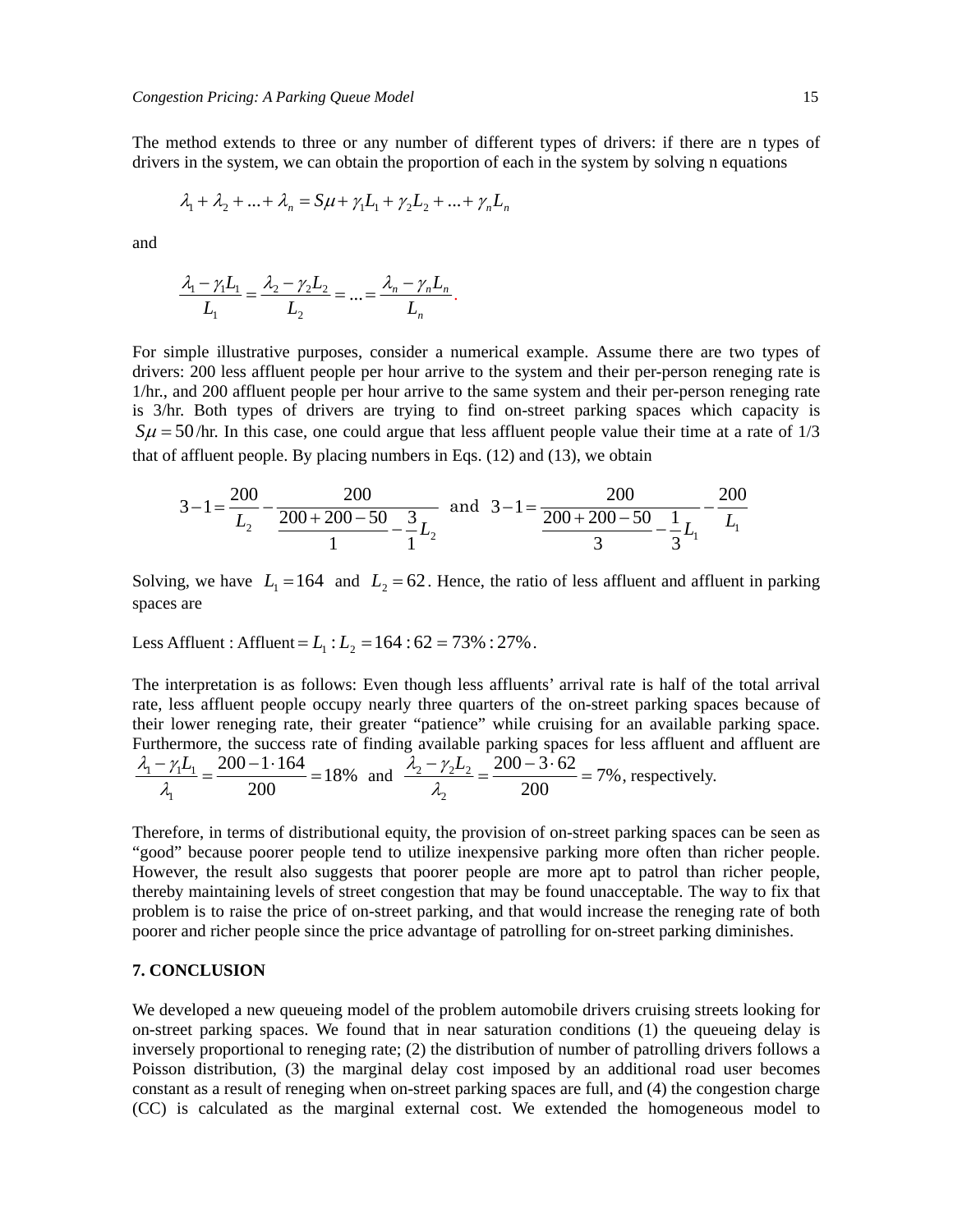The method extends to three or any number of different types of drivers: if there are n types of drivers in the system, we can obtain the proportion of each in the system by solving n equations

$$\lambda_1 + \lambda_2 + ... + \lambda_n = S\mu + \gamma_1 L_1 + \gamma_2 L_2 + ... + \gamma_n L_n$$

and

$$\frac{\lambda_1 - \gamma_1 L_1}{L_1} = \frac{\lambda_2 - \gamma_2 L_2}{L_2} = ... = \frac{\lambda_n - \gamma_n L_n}{L_n}.$$

For simple illustrative purposes, consider a numerical example. Assume there are two types of drivers: 200 less affluent people per hour arrive to the system and their per-person reneging rate is 1/hr., and 200 affluent people per hour arrive to the same system and their per-person reneging rate is 3/hr. Both types of drivers are trying to find on-street parking spaces which capacity is $S\mu = 50$/hr. In this case, one could argue that less affluent people value their time at a rate of 1/3 that of affluent people. By placing numbers in Eqs. (12) and (13), we obtain

$$3 - 1 = \frac{200}{L_2} - \frac{200}{\frac{200+200-50}{1} - \frac{3}{1}L_2} \quad \text{and} \quad 3 - 1 = \frac{200}{\frac{200+200-50}{3} - \frac{1}{3}L_1} - \frac{200}{L_1}$$

Solving, we have $L_1 = 164$ and $L_2 = 62$. Hence, the ratio of less affluent and affluent in parking spaces are

Less Affluent : Affluent $= L_1 : L_2 = 164 : 62 = 73\% : 27\%$.

The interpretation is as follows: Even though less affluents' arrival rate is half of the total arrival rate, less affluent people occupy nearly three quarters of the on-street parking spaces because of their lower reneging rate, their greater "patience" while cruising for an available parking space. Furthermore, the success rate of finding available parking spaces for less affluent and affluent are $\frac{\lambda_1 - \gamma_1 L_1}{\lambda_1} = \frac{200 - 1 \cdot 164}{200} = 18\%$ and $\frac{\lambda_2 - \gamma_2 L_2}{\lambda_2} = \frac{200 - 3 \cdot 62}{200} = 7\%$, respectively.

Therefore, in terms of distributional equity, the provision of on-street parking spaces can be seen as "good" because poorer people tend to utilize inexpensive parking more often than richer people. However, the result also suggests that poorer people are more apt to patrol than richer people, thereby maintaining levels of street congestion that may be found unacceptable. The way to fix that problem is to raise the price of on-street parking, and that would increase the reneging rate of both poorer and richer people since the price advantage of patrolling for on-street parking diminishes.

## 7. CONCLUSION

We developed a new queueing model of the problem automobile drivers cruising streets looking for on-street parking spaces. We found that in near saturation conditions (1) the queueing delay is inversely proportional to reneging rate; (2) the distribution of number of patrolling drivers follows a Poisson distribution, (3) the marginal delay cost imposed by an additional road user becomes constant as a result of reneging when on-street parking spaces are full, and (4) the congestion charge (CC) is calculated as the marginal external cost. We extended the homogeneous model to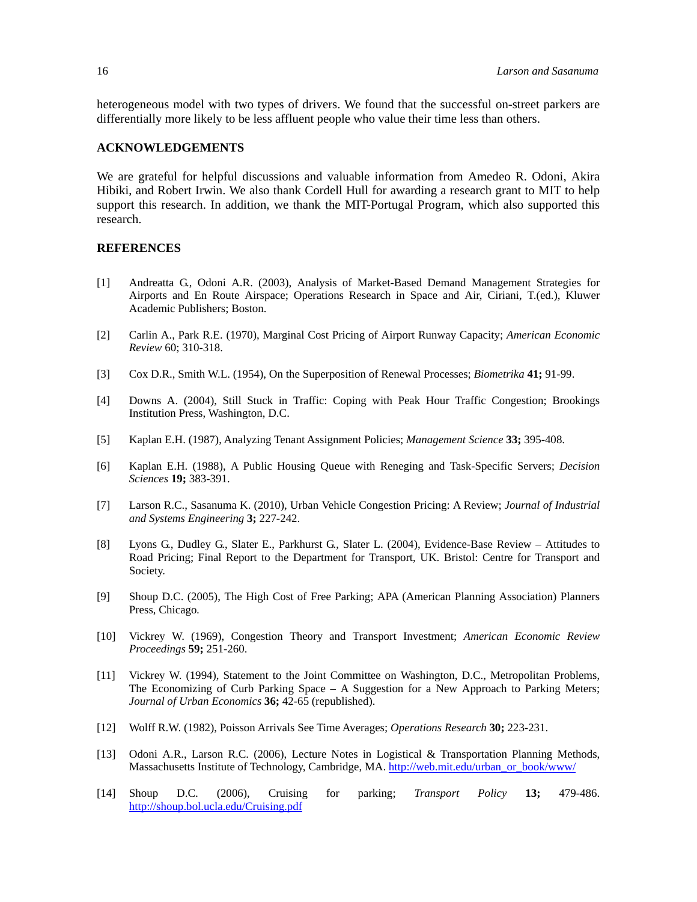heterogeneous model with two types of drivers. We found that the successful on-street parkers are differentially more likely to be less affluent people who value their time less than others.

## ACKNOWLEDGEMENTS

We are grateful for helpful discussions and valuable information from Amedeo R. Odoni, Akira Hibiki, and Robert Irwin. We also thank Cordell Hull for awarding a research grant to MIT to help support this research. In addition, we thank the MIT-Portugal Program, which also supported this research.

## REFERENCES

[1] Andreatta G., Odoni A.R. (2003), Analysis of Market-Based Demand Management Strategies for Airports and En Route Airspace; Operations Research in Space and Air, Ciriani, T.(ed.), Kluwer Academic Publishers; Boston.

[2] Carlin A., Park R.E. (1970), Marginal Cost Pricing of Airport Runway Capacity; *American Economic Review* 60; 310-318.

[3] Cox D.R., Smith W.L. (1954), On the Superposition of Renewal Processes; *Biometrika* **41;** 91-99.

[4] Downs A. (2004), Still Stuck in Traffic: Coping with Peak Hour Traffic Congestion; Brookings Institution Press, Washington, D.C.

[5] Kaplan E.H. (1987), Analyzing Tenant Assignment Policies; *Management Science* **33;** 395-408.

[6] Kaplan E.H. (1988), A Public Housing Queue with Reneging and Task-Specific Servers; *Decision Sciences* **19;** 383-391.

[7] Larson R.C., Sasanuma K. (2010), Urban Vehicle Congestion Pricing: A Review; *Journal of Industrial and Systems Engineering* **3;** 227-242.

[8] Lyons G., Dudley G., Slater E., Parkhurst G., Slater L. (2004), Evidence-Base Review – Attitudes to Road Pricing; Final Report to the Department for Transport, UK. Bristol: Centre for Transport and Society.

[9] Shoup D.C. (2005), The High Cost of Free Parking; APA (American Planning Association) Planners Press, Chicago.

[10] Vickrey W. (1969), Congestion Theory and Transport Investment; *American Economic Review Proceedings* **59;** 251-260.

[11] Vickrey W. (1994), Statement to the Joint Committee on Washington, D.C., Metropolitan Problems, The Economizing of Curb Parking Space – A Suggestion for a New Approach to Parking Meters; *Journal of Urban Economics* **36;** 42-65 (republished).

[12] Wolff R.W. (1982), Poisson Arrivals See Time Averages; *Operations Research* **30;** 223-231.

[13] Odoni A.R., Larson R.C. (2006), Lecture Notes in Logistical & Transportation Planning Methods, Massachusetts Institute of Technology, Cambridge, MA. http://web.mit.edu/urban_or_book/www/

[14] Shoup D.C. (2006), Cruising for parking; *Transport Policy* **13;** 479-486. http://shoup.bol.ucla.edu/Cruising.pdf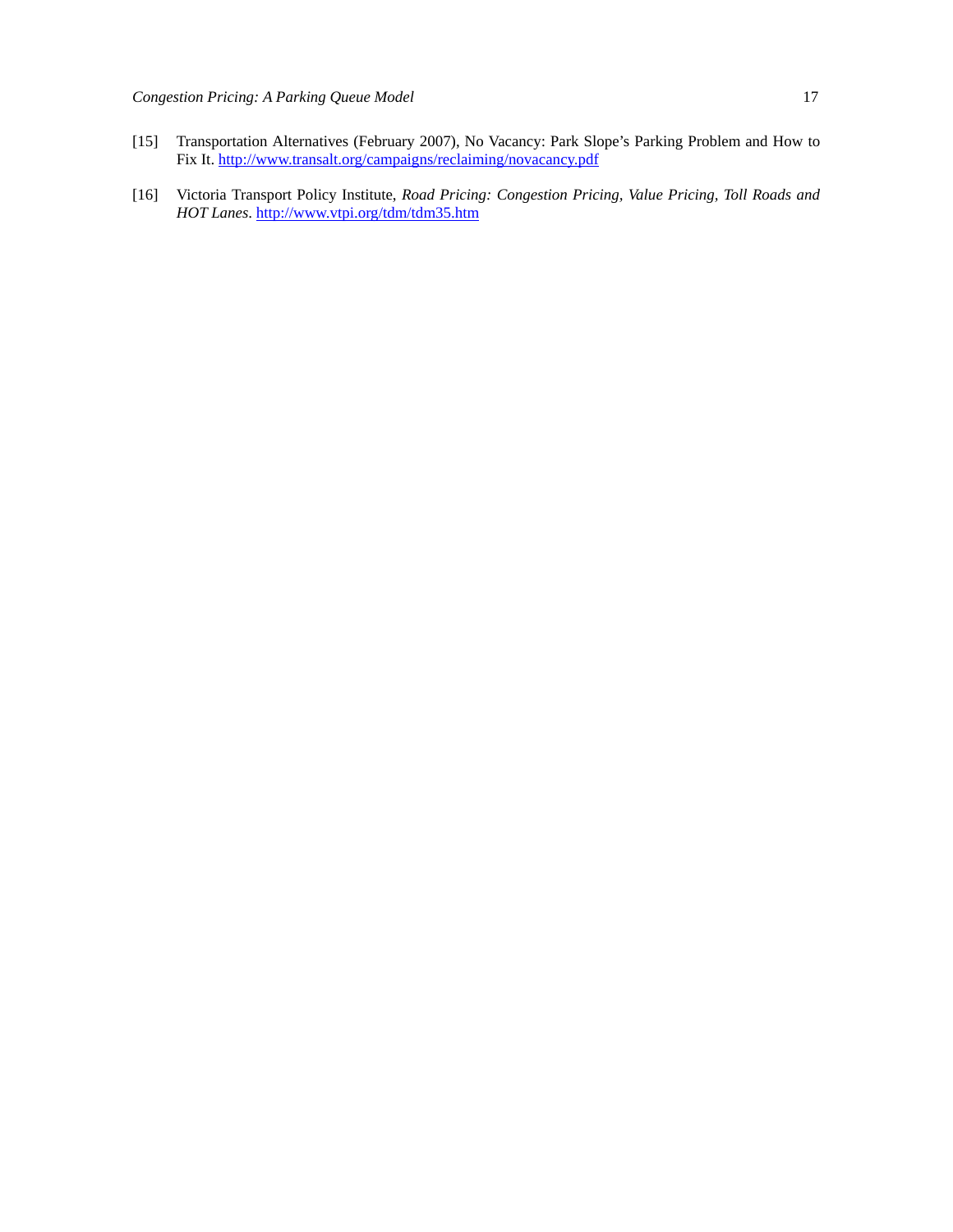[15] Transportation Alternatives (February 2007), No Vacancy: Park Slope's Parking Problem and How to Fix It. http://www.transalt.org/campaigns/reclaiming/novacancy.pdf

[16] Victoria Transport Policy Institute, *Road Pricing: Congestion Pricing, Value Pricing, Toll Roads and HOT Lanes*. http://www.vtpi.org/tdm/tdm35.htm